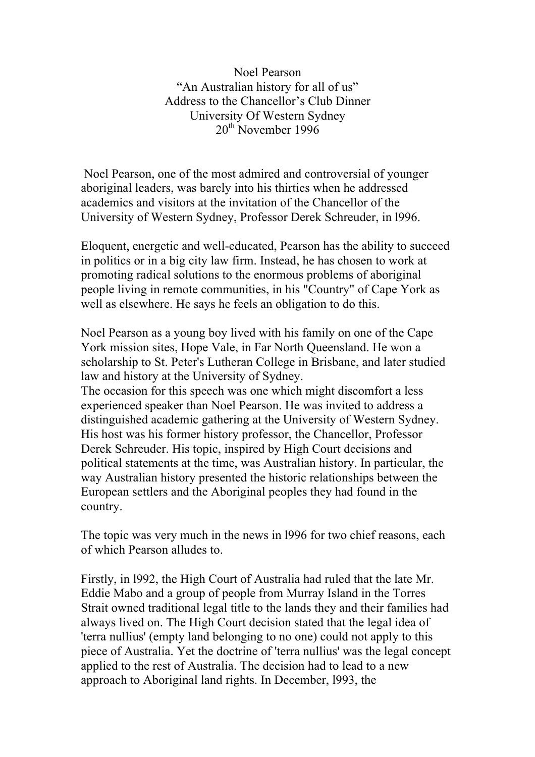# Noel Pearson

## "An Australian history for all of us"

### Address to the Chancellor's Club Dinner
### University Of Western Sydney
### 20th November 1996

Noel Pearson, one of the most admired and controversial of younger aboriginal leaders, was barely into his thirties when he addressed academics and visitors at the invitation of the Chancellor of the University of Western Sydney, Professor Derek Schreuder, in l996.

Eloquent, energetic and well-educated, Pearson has the ability to succeed in politics or in a big city law firm. Instead, he has chosen to work at promoting radical solutions to the enormous problems of aboriginal people living in remote communities, in his "Country" of Cape York as well as elsewhere. He says he feels an obligation to do this.

Noel Pearson as a young boy lived with his family on one of the Cape York mission sites, Hope Vale, in Far North Queensland. He won a scholarship to St. Peter's Lutheran College in Brisbane, and later studied law and history at the University of Sydney.
The occasion for this speech was one which might discomfort a less experienced speaker than Noel Pearson. He was invited to address a distinguished academic gathering at the University of Western Sydney. His host was his former history professor, the Chancellor, Professor Derek Schreuder. His topic, inspired by High Court decisions and political statements at the time, was Australian history. In particular, the way Australian history presented the historic relationships between the European settlers and the Aboriginal peoples they had found in the country.

The topic was very much in the news in l996 for two chief reasons, each of which Pearson alludes to.

Firstly, in l992, the High Court of Australia had ruled that the late Mr. Eddie Mabo and a group of people from Murray Island in the Torres Strait owned traditional legal title to the lands they and their families had always lived on. The High Court decision stated that the legal idea of 'terra nullius' (empty land belonging to no one) could not apply to this piece of Australia. Yet the doctrine of 'terra nullius' was the legal concept applied to the rest of Australia. The decision had to lead to a new approach to Aboriginal land rights. In December, l993, the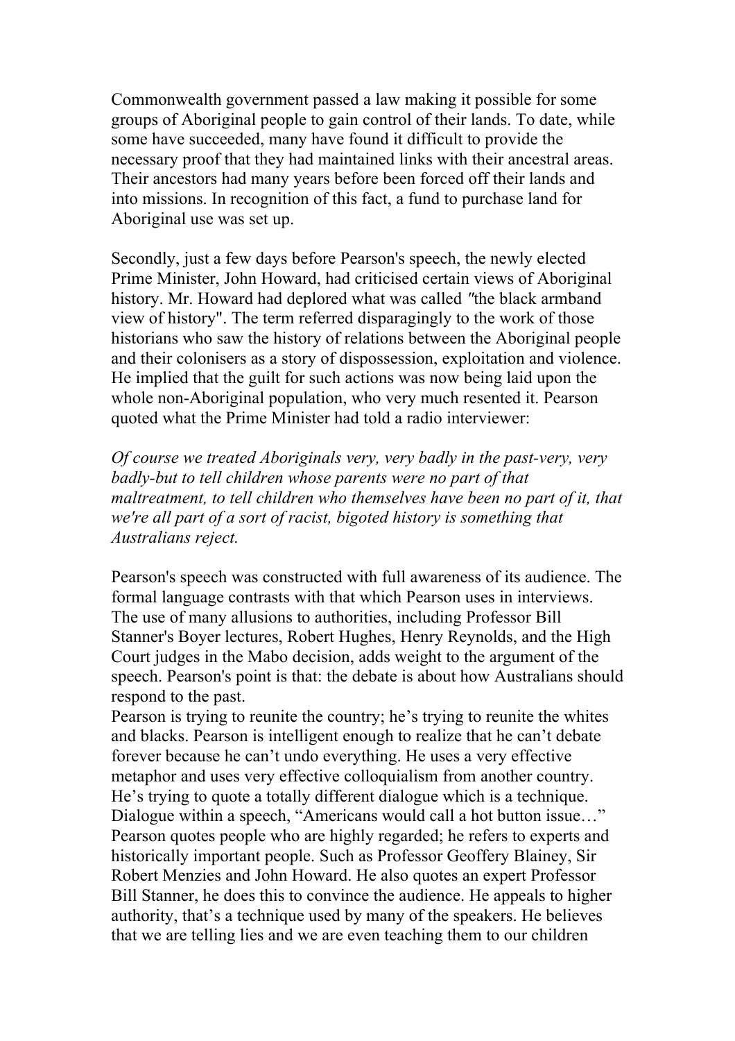Commonwealth government passed a law making it possible for some groups of Aboriginal people to gain control of their lands. To date, while some have succeeded, many have found it difficult to provide the necessary proof that they had maintained links with their ancestral areas. Their ancestors had many years before been forced off their lands and into missions. In recognition of this fact, a fund to purchase land for Aboriginal use was set up.

Secondly, just a few days before Pearson's speech, the newly elected Prime Minister, John Howard, had criticised certain views of Aboriginal history. Mr. Howard had deplored what was called "the black armband view of history". The term referred disparagingly to the work of those historians who saw the history of relations between the Aboriginal people and their colonisers as a story of dispossession, exploitation and violence. He implied that the guilt for such actions was now being laid upon the whole non-Aboriginal population, who very much resented it. Pearson quoted what the Prime Minister had told a radio interviewer:

*Of course we treated Aboriginals very, very badly in the past-very, very badly-but to tell children whose parents were no part of that maltreatment, to tell children who themselves have been no part of it, that we're all part of a sort of racist, bigoted history is something that Australians reject.*

Pearson's speech was constructed with full awareness of its audience. The formal language contrasts with that which Pearson uses in interviews. The use of many allusions to authorities, including Professor Bill Stanner's Boyer lectures, Robert Hughes, Henry Reynolds, and the High Court judges in the Mabo decision, adds weight to the argument of the speech. Pearson's point is that: the debate is about how Australians should respond to the past.
Pearson is trying to reunite the country; he's trying to reunite the whites and blacks. Pearson is intelligent enough to realize that he can't debate forever because he can't undo everything. He uses a very effective metaphor and uses very effective colloquialism from another country. He's trying to quote a totally different dialogue which is a technique. Dialogue within a speech, "Americans would call a hot button issue…" Pearson quotes people who are highly regarded; he refers to experts and historically important people. Such as Professor Geoffery Blainey, Sir Robert Menzies and John Howard. He also quotes an expert Professor Bill Stanner, he does this to convince the audience. He appeals to higher authority, that's a technique used by many of the speakers. He believes that we are telling lies and we are even teaching them to our children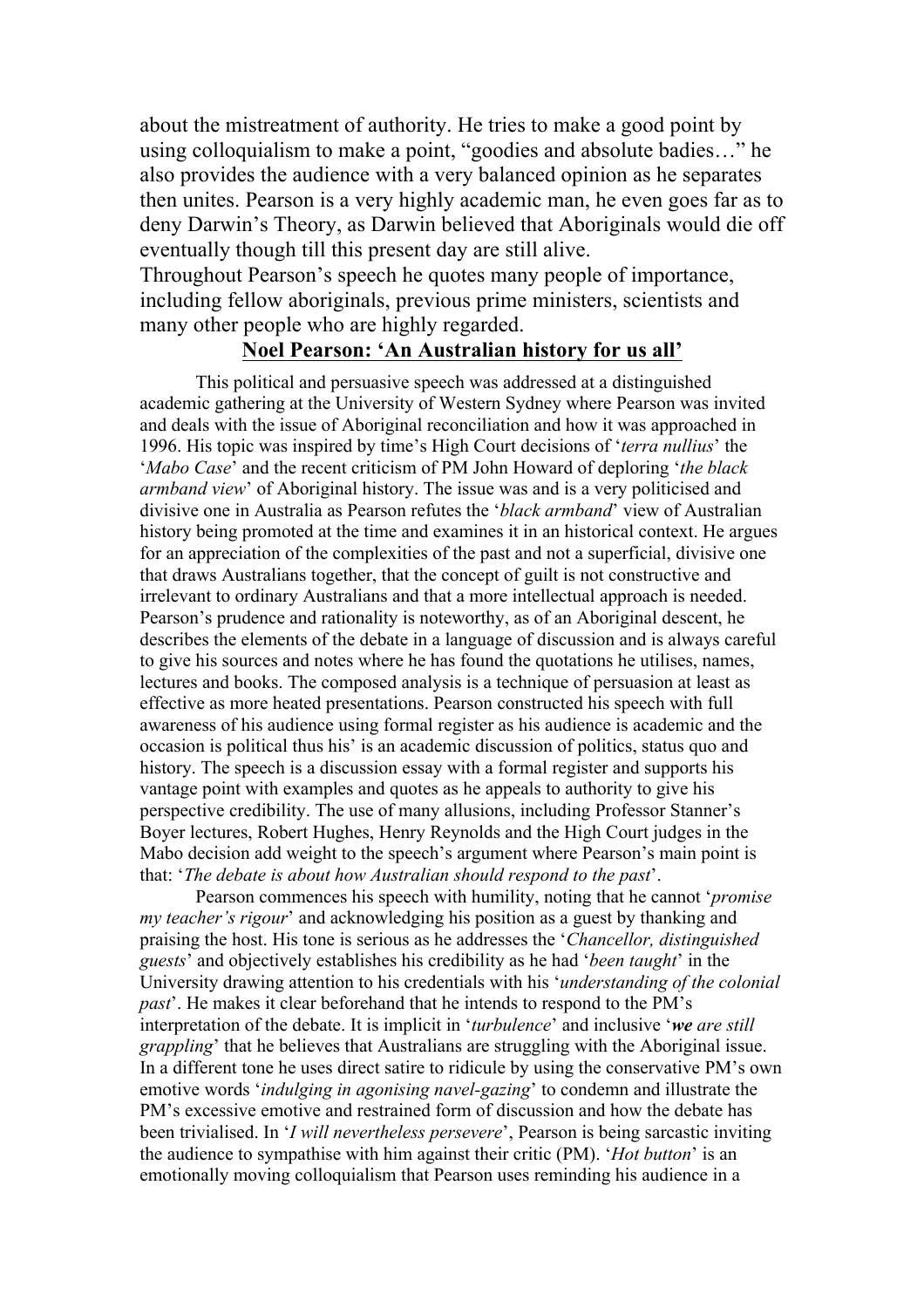about the mistreatment of authority. He tries to make a good point by using colloquialism to make a point, "goodies and absolute badies…" he also provides the audience with a very balanced opinion as he separates then unites. Pearson is a very highly academic man, he even goes far as to deny Darwin's Theory, as Darwin believed that Aboriginals would die off eventually though till this present day are still alive.
Throughout Pearson's speech he quotes many people of importance, including fellow aboriginals, previous prime ministers, scientists and many other people who are highly regarded.

## **Noel Pearson: 'An Australian history for us all'**

This political and persuasive speech was addressed at a distinguished academic gathering at the University of Western Sydney where Pearson was invited and deals with the issue of Aboriginal reconciliation and how it was approached in 1996. His topic was inspired by time's High Court decisions of '*terra nullius*' the '*Mabo Case*' and the recent criticism of PM John Howard of deploring '*the black armband view*' of Aboriginal history. The issue was and is a very politicised and divisive one in Australia as Pearson refutes the '*black armband*' view of Australian history being promoted at the time and examines it in an historical context. He argues for an appreciation of the complexities of the past and not a superficial, divisive one that draws Australians together, that the concept of guilt is not constructive and irrelevant to ordinary Australians and that a more intellectual approach is needed. Pearson's prudence and rationality is noteworthy, as of an Aboriginal descent, he describes the elements of the debate in a language of discussion and is always careful to give his sources and notes where he has found the quotations he utilises, names, lectures and books. The composed analysis is a technique of persuasion at least as effective as more heated presentations. Pearson constructed his speech with full awareness of his audience using formal register as his audience is academic and the occasion is political thus his' is an academic discussion of politics, status quo and history. The speech is a discussion essay with a formal register and supports his vantage point with examples and quotes as he appeals to authority to give his perspective credibility. The use of many allusions, including Professor Stanner's Boyer lectures, Robert Hughes, Henry Reynolds and the High Court judges in the Mabo decision add weight to the speech's argument where Pearson's main point is that: '*The debate is about how Australian should respond to the past*'.

Pearson commences his speech with humility, noting that he cannot '*promise my teacher's rigour*' and acknowledging his position as a guest by thanking and praising the host. His tone is serious as he addresses the '*Chancellor, distinguished guests*' and objectively establishes his credibility as he had '*been taught*' in the University drawing attention to his credentials with his '*understanding of the colonial past*'. He makes it clear beforehand that he intends to respond to the PM's interpretation of the debate. It is implicit in '*turbulence*' and inclusive '***we** are still grappling*' that he believes that Australians are struggling with the Aboriginal issue. In a different tone he uses direct satire to ridicule by using the conservative PM's own emotive words '*indulging in agonising navel-gazing*' to condemn and illustrate the PM's excessive emotive and restrained form of discussion and how the debate has been trivialised. In '*I will nevertheless persevere*', Pearson is being sarcastic inviting the audience to sympathise with him against their critic (PM). '*Hot button*' is an emotionally moving colloquialism that Pearson uses reminding his audience in a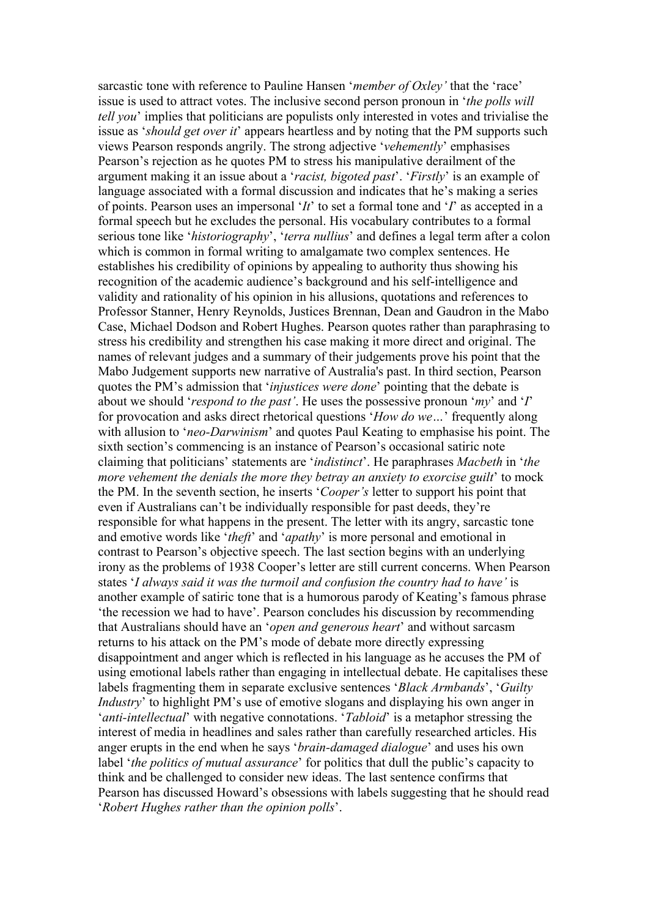sarcastic tone with reference to Pauline Hansen '*member of Oxley'* that the 'race' issue is used to attract votes. The inclusive second person pronoun in '*the polls will tell you*' implies that politicians are populists only interested in votes and trivialise the issue as '*should get over it*' appears heartless and by noting that the PM supports such views Pearson responds angrily. The strong adjective '*vehemently*' emphasises Pearson's rejection as he quotes PM to stress his manipulative derailment of the argument making it an issue about a '*racist, bigoted past*'. '*Firstly*' is an example of language associated with a formal discussion and indicates that he's making a series of points. Pearson uses an impersonal '*It*' to set a formal tone and '*I*' as accepted in a formal speech but he excludes the personal. His vocabulary contributes to a formal serious tone like '*historiography*', '*terra nullius*' and defines a legal term after a colon which is common in formal writing to amalgamate two complex sentences. He establishes his credibility of opinions by appealing to authority thus showing his recognition of the academic audience's background and his self-intelligence and validity and rationality of his opinion in his allusions, quotations and references to Professor Stanner, Henry Reynolds, Justices Brennan, Dean and Gaudron in the Mabo Case, Michael Dodson and Robert Hughes. Pearson quotes rather than paraphrasing to stress his credibility and strengthen his case making it more direct and original. The names of relevant judges and a summary of their judgements prove his point that the Mabo Judgement supports new narrative of Australia's past. In third section, Pearson quotes the PM's admission that '*injustices were done*' pointing that the debate is about we should '*respond to the past'*. He uses the possessive pronoun '*my*' and '*I*' for provocation and asks direct rhetorical questions '*How do we…*' frequently along with allusion to '*neo-Darwinism*' and quotes Paul Keating to emphasise his point. The sixth section's commencing is an instance of Pearson's occasional satiric note claiming that politicians' statements are '*indistinct*'. He paraphrases *Macbeth* in '*the more vehement the denials the more they betray an anxiety to exorcise guilt*' to mock the PM. In the seventh section, he inserts '*Cooper's* letter to support his point that even if Australians can't be individually responsible for past deeds, they're responsible for what happens in the present. The letter with its angry, sarcastic tone and emotive words like '*theft*' and '*apathy*' is more personal and emotional in contrast to Pearson's objective speech. The last section begins with an underlying irony as the problems of 1938 Cooper's letter are still current concerns. When Pearson states '*I always said it was the turmoil and confusion the country had to have'* is another example of satiric tone that is a humorous parody of Keating's famous phrase 'the recession we had to have'. Pearson concludes his discussion by recommending that Australians should have an '*open and generous heart*' and without sarcasm returns to his attack on the PM's mode of debate more directly expressing disappointment and anger which is reflected in his language as he accuses the PM of using emotional labels rather than engaging in intellectual debate. He capitalises these labels fragmenting them in separate exclusive sentences '*Black Armbands*', '*Guilty Industry*' to highlight PM's use of emotive slogans and displaying his own anger in '*anti-intellectual*' with negative connotations. '*Tabloid*' is a metaphor stressing the interest of media in headlines and sales rather than carefully researched articles. His anger erupts in the end when he says '*brain-damaged dialogue*' and uses his own label '*the politics of mutual assurance*' for politics that dull the public's capacity to think and be challenged to consider new ideas. The last sentence confirms that Pearson has discussed Howard's obsessions with labels suggesting that he should read '*Robert Hughes rather than the opinion polls*'.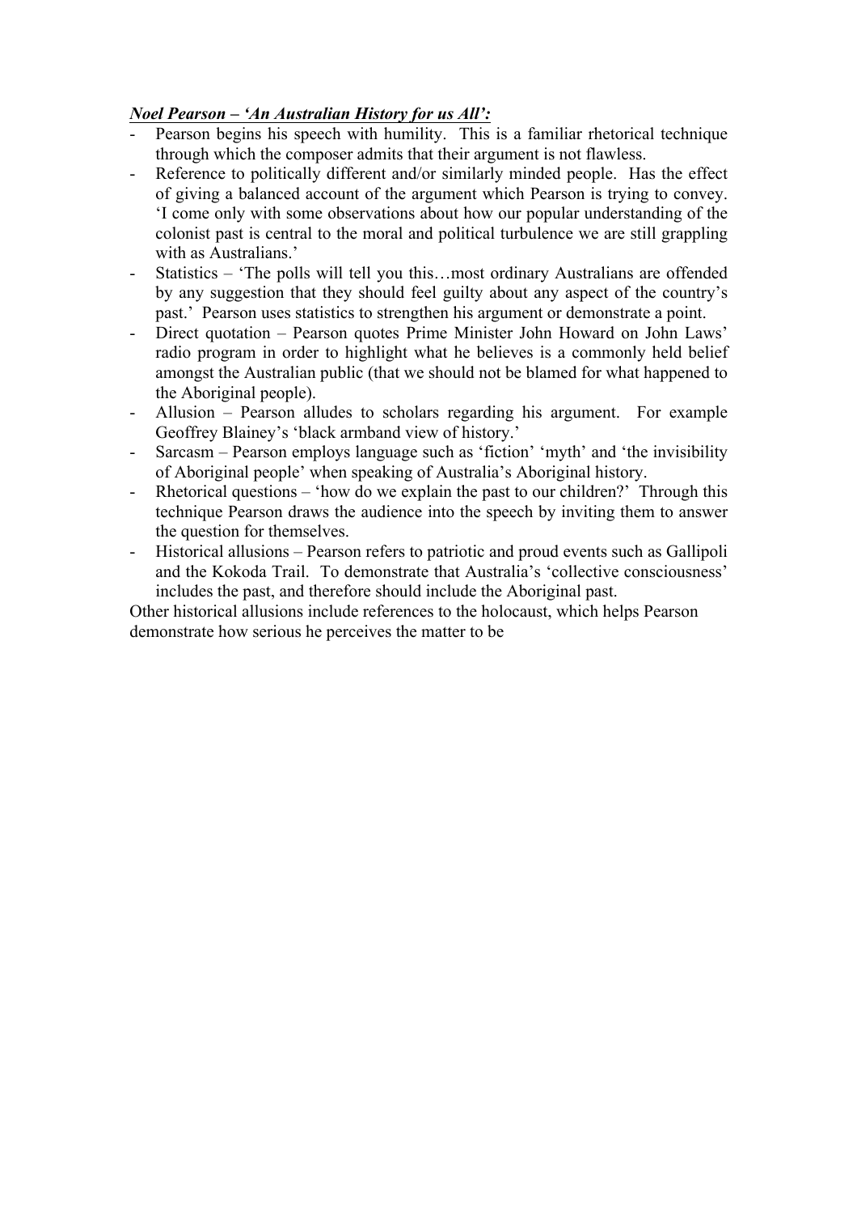***Noel Pearson – 'An Australian History for us All':***

- Pearson begins his speech with humility. This is a familiar rhetorical technique through which the composer admits that their argument is not flawless.
- Reference to politically different and/or similarly minded people. Has the effect of giving a balanced account of the argument which Pearson is trying to convey. 'I come only with some observations about how our popular understanding of the colonist past is central to the moral and political turbulence we are still grappling with as Australians.'
- Statistics – 'The polls will tell you this…most ordinary Australians are offended by any suggestion that they should feel guilty about any aspect of the country's past.' Pearson uses statistics to strengthen his argument or demonstrate a point.
- Direct quotation – Pearson quotes Prime Minister John Howard on John Laws' radio program in order to highlight what he believes is a commonly held belief amongst the Australian public (that we should not be blamed for what happened to the Aboriginal people).
- Allusion – Pearson alludes to scholars regarding his argument. For example Geoffrey Blainey's 'black armband view of history.'
- Sarcasm – Pearson employs language such as 'fiction' 'myth' and 'the invisibility of Aboriginal people' when speaking of Australia's Aboriginal history.
- Rhetorical questions – 'how do we explain the past to our children?' Through this technique Pearson draws the audience into the speech by inviting them to answer the question for themselves.
- Historical allusions – Pearson refers to patriotic and proud events such as Gallipoli and the Kokoda Trail. To demonstrate that Australia's 'collective consciousness' includes the past, and therefore should include the Aboriginal past.

Other historical allusions include references to the holocaust, which helps Pearson demonstrate how serious he perceives the matter to be